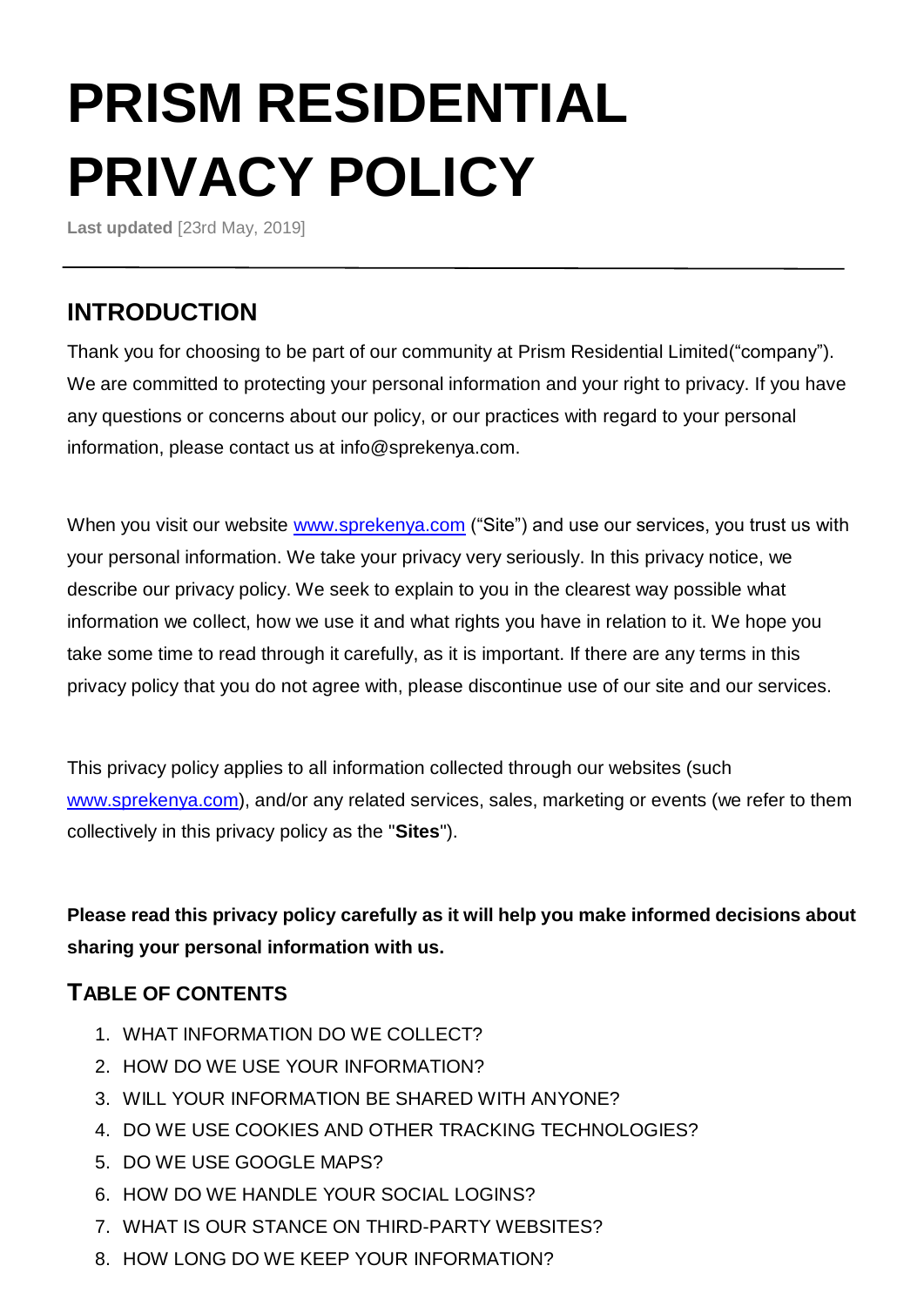# PRISM RESIDENTIAL PRIVACY POLICY

**Last updated** [23rd May, 2019]

---

## INTRODUCTION

Thank you for choosing to be part of our community at Prism Residential Limited(“company”). We are committed to protecting your personal information and your right to privacy. If you have any questions or concerns about our policy, or our practices with regard to your personal information, please contact us at info@sprekenya.com.

When you visit our website www.sprekenya.com (“Site”) and use our services, you trust us with your personal information. We take your privacy very seriously. In this privacy notice, we describe our privacy policy. We seek to explain to you in the clearest way possible what information we collect, how we use it and what rights you have in relation to it. We hope you take some time to read through it carefully, as it is important. If there are any terms in this privacy policy that you do not agree with, please discontinue use of our site and our services.

This privacy policy applies to all information collected through our websites (such www.sprekenya.com), and/or any related services, sales, marketing or events (we refer to them collectively in this privacy policy as the "**Sites**").

**Please read this privacy policy carefully as it will help you make informed decisions about sharing your personal information with us.**

## TABLE OF CONTENTS

1. WHAT INFORMATION DO WE COLLECT?
2. HOW DO WE USE YOUR INFORMATION?
3. WILL YOUR INFORMATION BE SHARED WITH ANYONE?
4. DO WE USE COOKIES AND OTHER TRACKING TECHNOLOGIES?
5. DO WE USE GOOGLE MAPS?
6. HOW DO WE HANDLE YOUR SOCIAL LOGINS?
7. WHAT IS OUR STANCE ON THIRD-PARTY WEBSITES?
8. HOW LONG DO WE KEEP YOUR INFORMATION?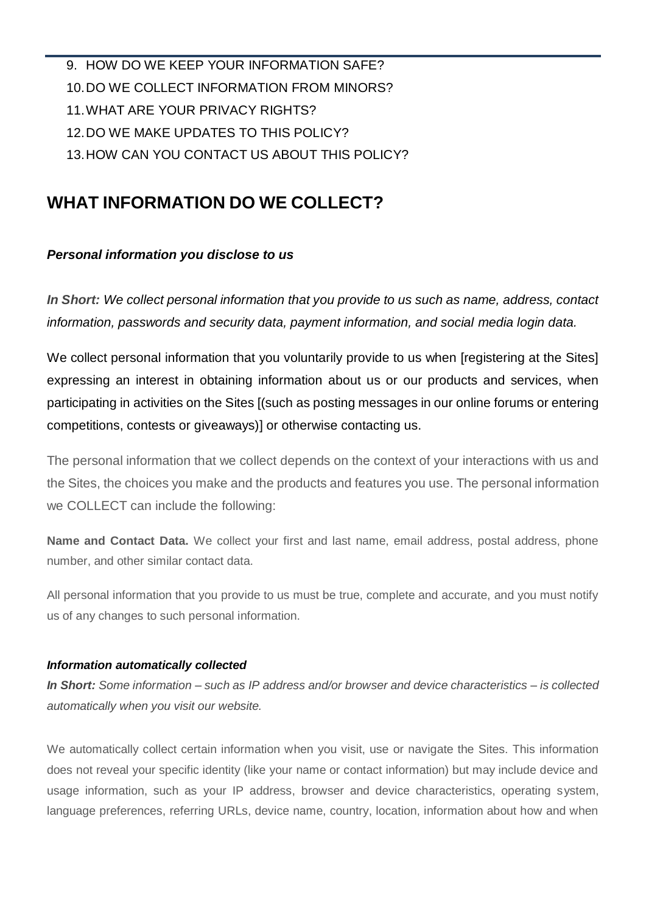9. HOW DO WE KEEP YOUR INFORMATION SAFE?
10. DO WE COLLECT INFORMATION FROM MINORS?
11. WHAT ARE YOUR PRIVACY RIGHTS?
12. DO WE MAKE UPDATES TO THIS POLICY?
13. HOW CAN YOU CONTACT US ABOUT THIS POLICY?

## WHAT INFORMATION DO WE COLLECT?

***Personal information you disclose to us***

***In Short:*** *We collect personal information that you provide to us such as name, address, contact information, passwords and security data, payment information, and social media login data.*

We collect personal information that you voluntarily provide to us when [registering at the Sites] expressing an interest in obtaining information about us or our products and services, when participating in activities on the Sites [(such as posting messages in our online forums or entering competitions, contests or giveaways)] or otherwise contacting us.

The personal information that we collect depends on the context of your interactions with us and the Sites, the choices you make and the products and features you use. The personal information we COLLECT can include the following:

**Name and Contact Data.** We collect your first and last name, email address, postal address, phone number, and other similar contact data.

All personal information that you provide to us must be true, complete and accurate, and you must notify us of any changes to such personal information.

***Information automatically collected***

***In Short:*** *Some information – such as IP address and/or browser and device characteristics – is collected automatically when you visit our website.*

We automatically collect certain information when you visit, use or navigate the Sites. This information does not reveal your specific identity (like your name or contact information) but may include device and usage information, such as your IP address, browser and device characteristics, operating system, language preferences, referring URLs, device name, country, location, information about how and when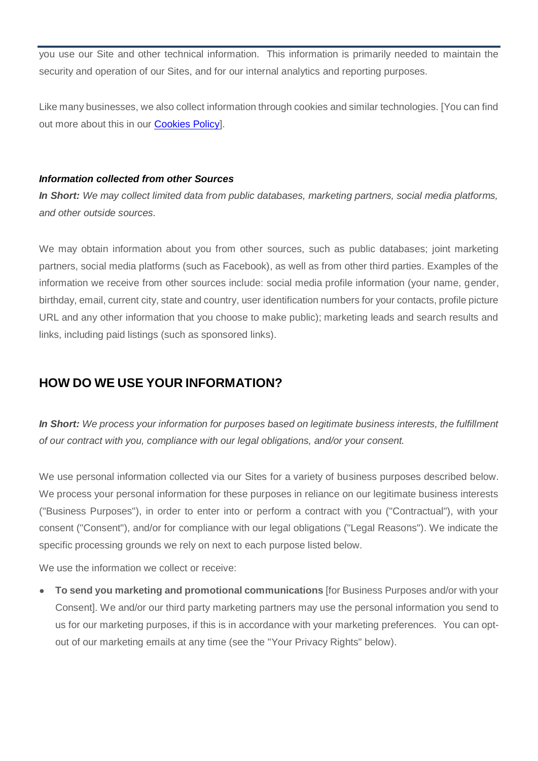you use our Site and other technical information. This information is primarily needed to maintain the security and operation of our Sites, and for our internal analytics and reporting purposes.

Like many businesses, we also collect information through cookies and similar technologies. [You can find out more about this in our [Cookies Policy]].

***Information collected from other Sources***

***In Short:*** *We may collect limited data from public databases, marketing partners, social media platforms, and other outside sources.*

We may obtain information about you from other sources, such as public databases; joint marketing partners, social media platforms (such as Facebook), as well as from other third parties. Examples of the information we receive from other sources include: social media profile information (your name, gender, birthday, email, current city, state and country, user identification numbers for your contacts, profile picture URL and any other information that you choose to make public); marketing leads and search results and links, including paid listings (such as sponsored links).

## HOW DO WE USE YOUR INFORMATION?

***In Short:*** *We process your information for purposes based on legitimate business interests, the fulfillment of our contract with you, compliance with our legal obligations, and/or your consent.*

We use personal information collected via our Sites for a variety of business purposes described below. We process your personal information for these purposes in reliance on our legitimate business interests ("Business Purposes"), in order to enter into or perform a contract with you ("Contractual"), with your consent ("Consent"), and/or for compliance with our legal obligations ("Legal Reasons"). We indicate the specific processing grounds we rely on next to each purpose listed below.

We use the information we collect or receive:

- **To send you marketing and promotional communications** [for Business Purposes and/or with your Consent]. We and/or our third party marketing partners may use the personal information you send to us for our marketing purposes, if this is in accordance with your marketing preferences. You can opt-out of our marketing emails at any time (see the "Your Privacy Rights" below).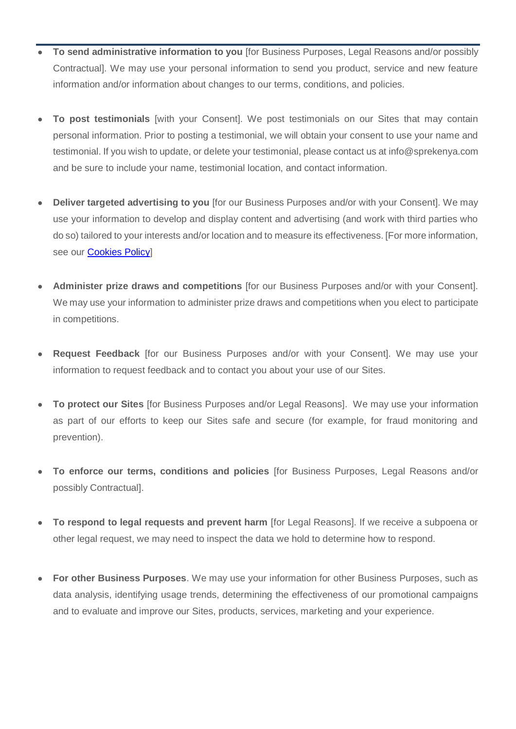- **To send administrative information to you** [for Business Purposes, Legal Reasons and/or possibly Contractual]. We may use your personal information to send you product, service and new feature information and/or information about changes to our terms, conditions, and policies.

- **To post testimonials** [with your Consent]. We post testimonials on our Sites that may contain personal information. Prior to posting a testimonial, we will obtain your consent to use your name and testimonial. If you wish to update, or delete your testimonial, please contact us at info@sprekenya.com and be sure to include your name, testimonial location, and contact information.

- **Deliver targeted advertising to you** [for our Business Purposes and/or with your Consent]. We may use your information to develop and display content and advertising (and work with third parties who do so) tailored to your interests and/or location and to measure its effectiveness. [For more information, see our Cookies Policy]

- **Administer prize draws and competitions** [for our Business Purposes and/or with your Consent]. We may use your information to administer prize draws and competitions when you elect to participate in competitions.

- **Request Feedback** [for our Business Purposes and/or with your Consent]. We may use your information to request feedback and to contact you about your use of our Sites.

- **To protect our Sites** [for Business Purposes and/or Legal Reasons]. We may use your information as part of our efforts to keep our Sites safe and secure (for example, for fraud monitoring and prevention).

- **To enforce our terms, conditions and policies** [for Business Purposes, Legal Reasons and/or possibly Contractual].

- **To respond to legal requests and prevent harm** [for Legal Reasons]. If we receive a subpoena or other legal request, we may need to inspect the data we hold to determine how to respond.

- **For other Business Purposes**. We may use your information for other Business Purposes, such as data analysis, identifying usage trends, determining the effectiveness of our promotional campaigns and to evaluate and improve our Sites, products, services, marketing and your experience.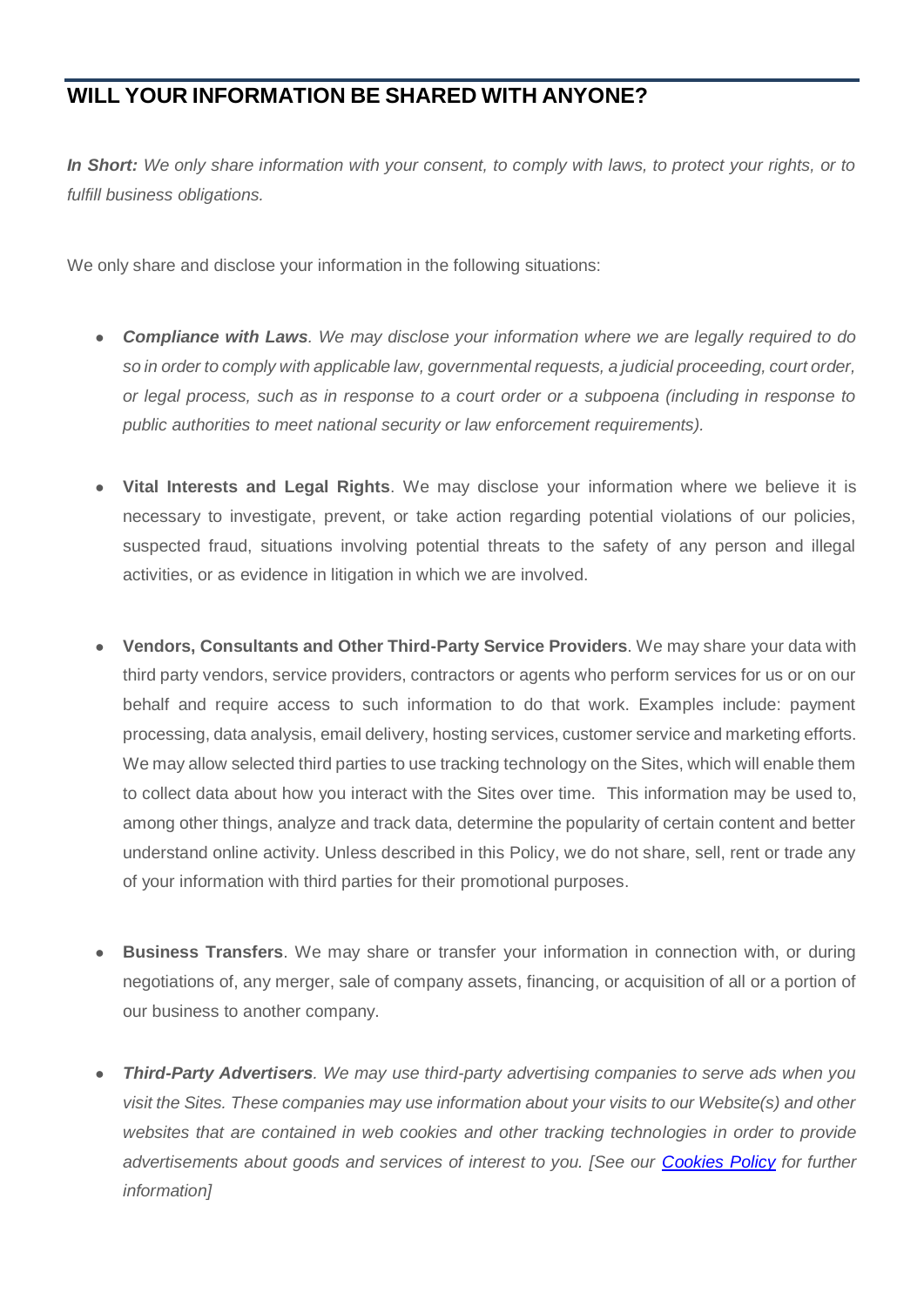## WILL YOUR INFORMATION BE SHARED WITH ANYONE?

***In Short:*** *We only share information with your consent, to comply with laws, to protect your rights, or to fulfill business obligations.*

We only share and disclose your information in the following situations:

- ***Compliance with Laws****. We may disclose your information where we are legally required to do so in order to comply with applicable law, governmental requests, a judicial proceeding, court order, or legal process, such as in response to a court order or a subpoena (including in response to public authorities to meet national security or law enforcement requirements).*

- **Vital Interests and Legal Rights**. We may disclose your information where we believe it is necessary to investigate, prevent, or take action regarding potential violations of our policies, suspected fraud, situations involving potential threats to the safety of any person and illegal activities, or as evidence in litigation in which we are involved.

- **Vendors, Consultants and Other Third-Party Service Providers**. We may share your data with third party vendors, service providers, contractors or agents who perform services for us or on our behalf and require access to such information to do that work. Examples include: payment processing, data analysis, email delivery, hosting services, customer service and marketing efforts. We may allow selected third parties to use tracking technology on the Sites, which will enable them to collect data about how you interact with the Sites over time. This information may be used to, among other things, analyze and track data, determine the popularity of certain content and better understand online activity. Unless described in this Policy, we do not share, sell, rent or trade any of your information with third parties for their promotional purposes.

- **Business Transfers**. We may share or transfer your information in connection with, or during negotiations of, any merger, sale of company assets, financing, or acquisition of all or a portion of our business to another company.

- ***Third-Party Advertisers****. We may use third-party advertising companies to serve ads when you visit the Sites. These companies may use information about your visits to our Website(s) and other websites that are contained in web cookies and other tracking technologies in order to provide advertisements about goods and services of interest to you. [See our [Cookies Policy]() for further information]*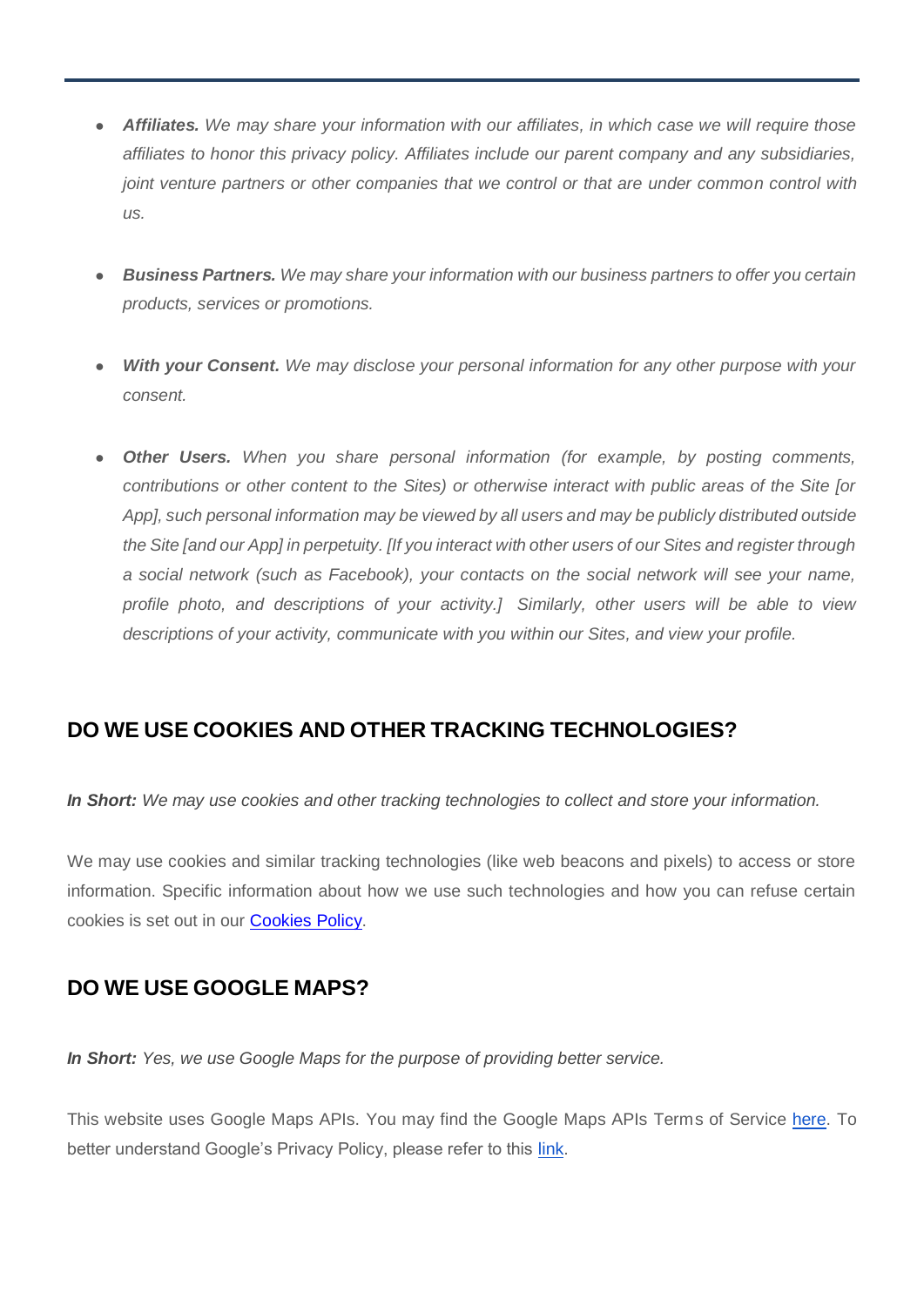- ***Affiliates.*** *We may share your information with our affiliates, in which case we will require those affiliates to honor this privacy policy. Affiliates include our parent company and any subsidiaries, joint venture partners or other companies that we control or that are under common control with us.*

- ***Business Partners.*** *We may share your information with our business partners to offer you certain products, services or promotions.*

- ***With your Consent.*** *We may disclose your personal information for any other purpose with your consent.*

- ***Other Users.*** *When you share personal information (for example, by posting comments, contributions or other content to the Sites) or otherwise interact with public areas of the Site [or App], such personal information may be viewed by all users and may be publicly distributed outside the Site [and our App] in perpetuity. [If you interact with other users of our Sites and register through a social network (such as Facebook), your contacts on the social network will see your name, profile photo, and descriptions of your activity.] Similarly, other users will be able to view descriptions of your activity, communicate with you within our Sites, and view your profile.*

## DO WE USE COOKIES AND OTHER TRACKING TECHNOLOGIES?

***In Short:*** *We may use cookies and other tracking technologies to collect and store your information.*

We may use cookies and similar tracking technologies (like web beacons and pixels) to access or store information. Specific information about how we use such technologies and how you can refuse certain cookies is set out in our Cookies Policy.

## DO WE USE GOOGLE MAPS?

***In Short:*** *Yes, we use Google Maps for the purpose of providing better service.*

This website uses Google Maps APIs. You may find the Google Maps APIs Terms of Service here. To better understand Google's Privacy Policy, please refer to this link.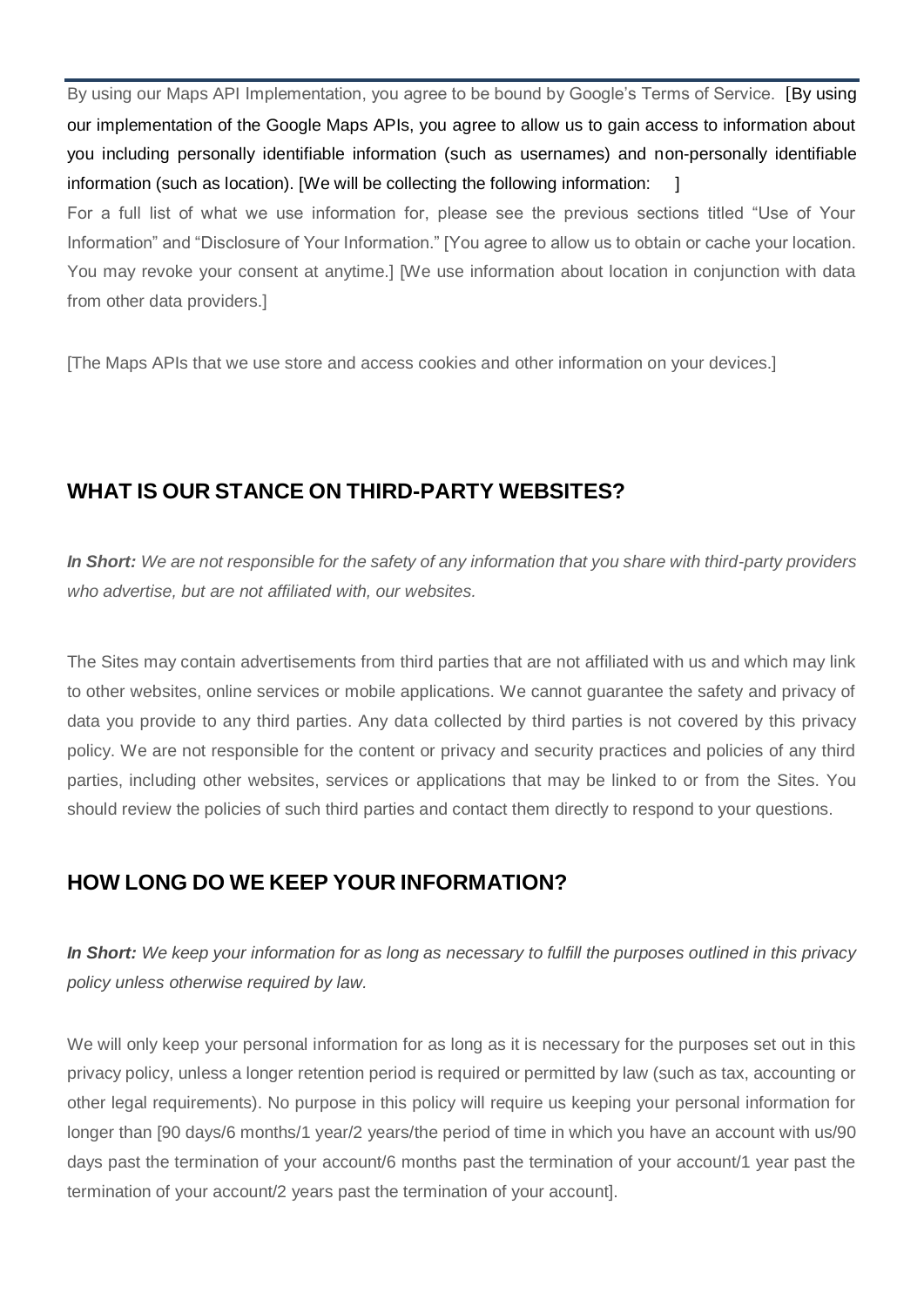By using our Maps API Implementation, you agree to be bound by Google's Terms of Service. [By using our implementation of the Google Maps APIs, you agree to allow us to gain access to information about you including personally identifiable information (such as usernames) and non-personally identifiable information (such as location). [We will be collecting the following information: ]

For a full list of what we use information for, please see the previous sections titled "Use of Your Information" and "Disclosure of Your Information." [You agree to allow us to obtain or cache your location. You may revoke your consent at anytime.] [We use information about location in conjunction with data from other data providers.]

[The Maps APIs that we use store and access cookies and other information on your devices.]

## WHAT IS OUR STANCE ON THIRD-PARTY WEBSITES?

***In Short:*** *We are not responsible for the safety of any information that you share with third-party providers who advertise, but are not affiliated with, our websites.*

The Sites may contain advertisements from third parties that are not affiliated with us and which may link to other websites, online services or mobile applications. We cannot guarantee the safety and privacy of data you provide to any third parties. Any data collected by third parties is not covered by this privacy policy. We are not responsible for the content or privacy and security practices and policies of any third parties, including other websites, services or applications that may be linked to or from the Sites. You should review the policies of such third parties and contact them directly to respond to your questions.

## HOW LONG DO WE KEEP YOUR INFORMATION?

***In Short:*** *We keep your information for as long as necessary to fulfill the purposes outlined in this privacy policy unless otherwise required by law.*

We will only keep your personal information for as long as it is necessary for the purposes set out in this privacy policy, unless a longer retention period is required or permitted by law (such as tax, accounting or other legal requirements). No purpose in this policy will require us keeping your personal information for longer than [90 days/6 months/1 year/2 years/the period of time in which you have an account with us/90 days past the termination of your account/6 months past the termination of your account/1 year past the termination of your account/2 years past the termination of your account].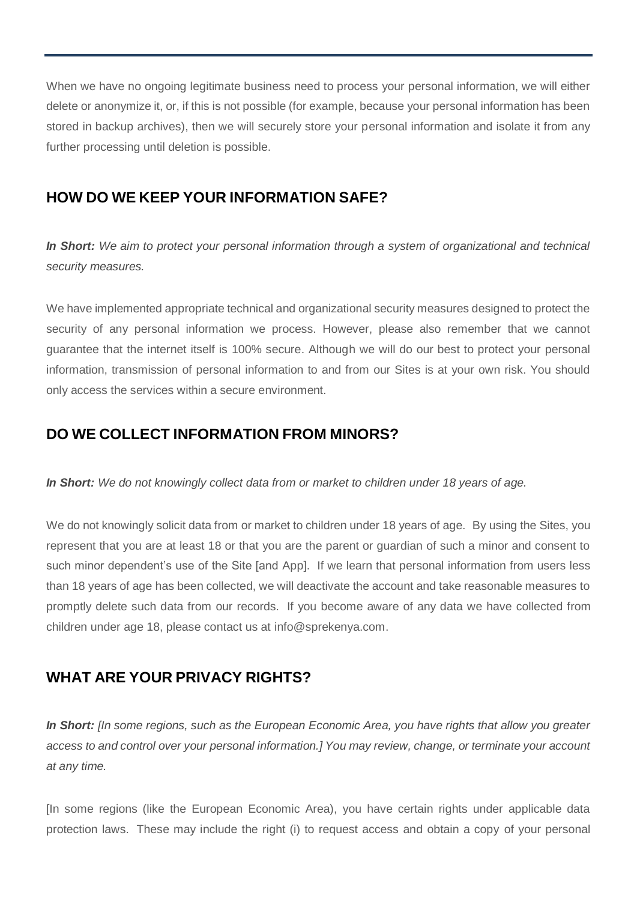When we have no ongoing legitimate business need to process your personal information, we will either delete or anonymize it, or, if this is not possible (for example, because your personal information has been stored in backup archives), then we will securely store your personal information and isolate it from any further processing until deletion is possible.

## HOW DO WE KEEP YOUR INFORMATION SAFE?

***In Short:*** *We aim to protect your personal information through a system of organizational and technical security measures.*

We have implemented appropriate technical and organizational security measures designed to protect the security of any personal information we process. However, please also remember that we cannot guarantee that the internet itself is 100% secure. Although we will do our best to protect your personal information, transmission of personal information to and from our Sites is at your own risk. You should only access the services within a secure environment.

## DO WE COLLECT INFORMATION FROM MINORS?

***In Short:*** *We do not knowingly collect data from or market to children under 18 years of age.*

We do not knowingly solicit data from or market to children under 18 years of age. By using the Sites, you represent that you are at least 18 or that you are the parent or guardian of such a minor and consent to such minor dependent's use of the Site [and App]. If we learn that personal information from users less than 18 years of age has been collected, we will deactivate the account and take reasonable measures to promptly delete such data from our records. If you become aware of any data we have collected from children under age 18, please contact us at info@sprekenya.com.

## WHAT ARE YOUR PRIVACY RIGHTS?

***In Short:*** *[In some regions, such as the European Economic Area, you have rights that allow you greater access to and control over your personal information.] You may review, change, or terminate your account at any time.*

[In some regions (like the European Economic Area), you have certain rights under applicable data protection laws. These may include the right (i) to request access and obtain a copy of your personal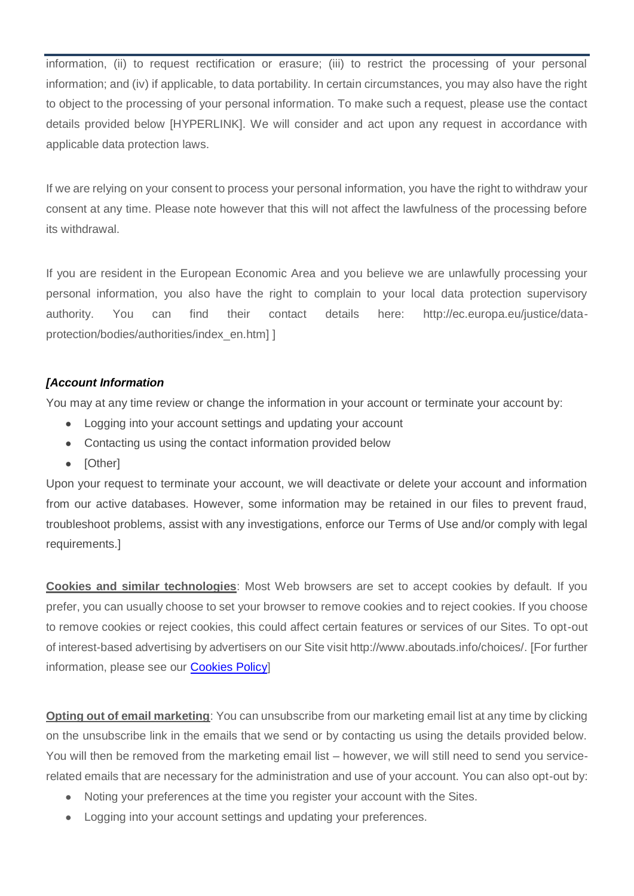information, (ii) to request rectification or erasure; (iii) to restrict the processing of your personal information; and (iv) if applicable, to data portability. In certain circumstances, you may also have the right to object to the processing of your personal information. To make such a request, please use the contact details provided below [HYPERLINK]. We will consider and act upon any request in accordance with applicable data protection laws.

If we are relying on your consent to process your personal information, you have the right to withdraw your consent at any time. Please note however that this will not affect the lawfulness of the processing before its withdrawal.

If you are resident in the European Economic Area and you believe we are unlawfully processing your personal information, you also have the right to complain to your local data protection supervisory authority. You can find their contact details here: http://ec.europa.eu/justice/data-protection/bodies/authorities/index_en.htm] ]

***[Account Information***

You may at any time review or change the information in your account or terminate your account by:

- Logging into your account settings and updating your account
- Contacting us using the contact information provided below
- [Other]

Upon your request to terminate your account, we will deactivate or delete your account and information from our active databases. However, some information may be retained in our files to prevent fraud, troubleshoot problems, assist with any investigations, enforce our Terms of Use and/or comply with legal requirements.]

**Cookies and similar technologies**: Most Web browsers are set to accept cookies by default. If you prefer, you can usually choose to set your browser to remove cookies and to reject cookies. If you choose to remove cookies or reject cookies, this could affect certain features or services of our Sites. To opt-out of interest-based advertising by advertisers on our Site visit http://www.aboutads.info/choices/. [For further information, please see our Cookies Policy]

**Opting out of email marketing**: You can unsubscribe from our marketing email list at any time by clicking on the unsubscribe link in the emails that we send or by contacting us using the details provided below. You will then be removed from the marketing email list – however, we will still need to send you service-related emails that are necessary for the administration and use of your account. You can also opt-out by:

- Noting your preferences at the time you register your account with the Sites.
- Logging into your account settings and updating your preferences.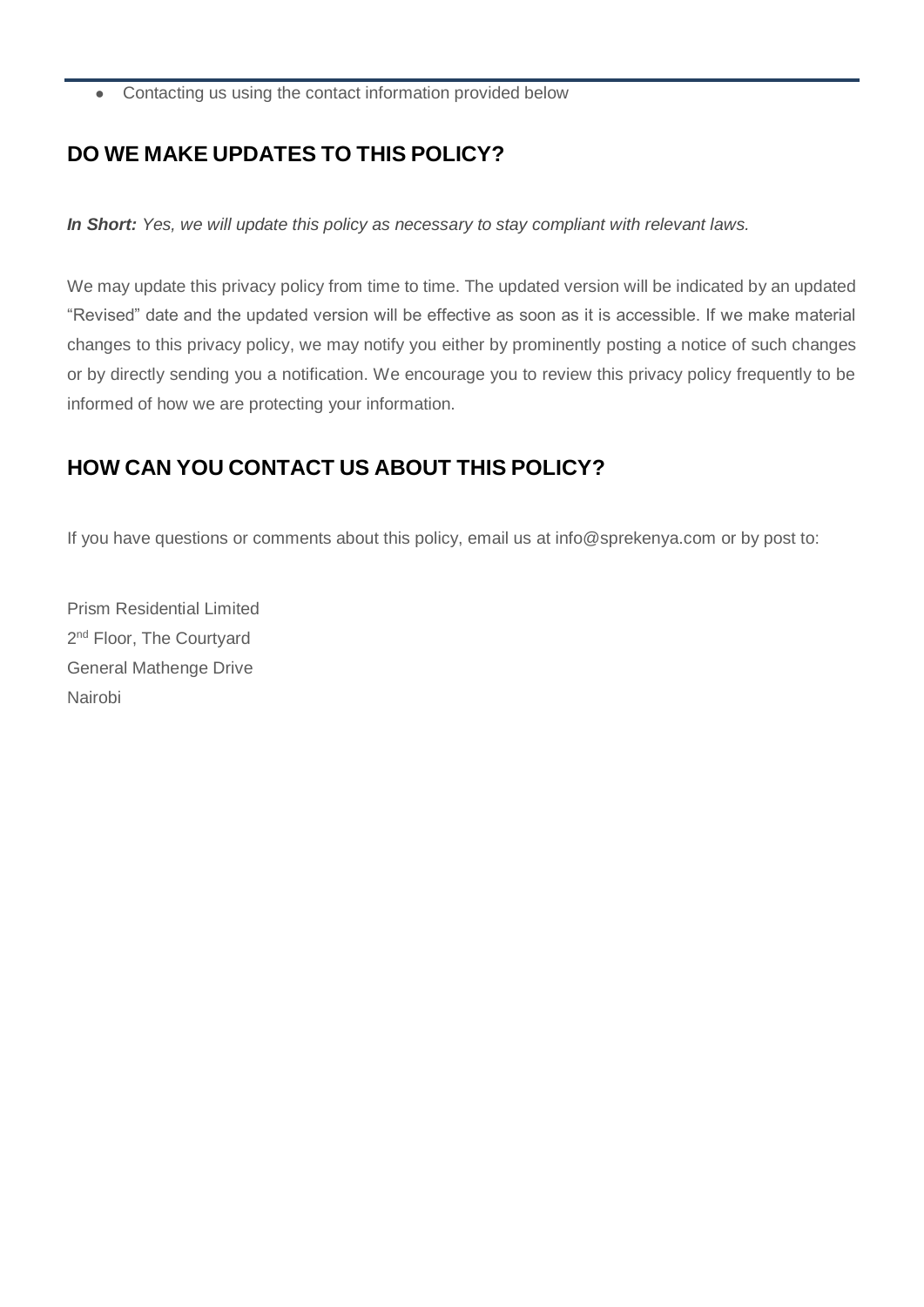- Contacting us using the contact information provided below

## DO WE MAKE UPDATES TO THIS POLICY?

***In Short:*** *Yes, we will update this policy as necessary to stay compliant with relevant laws.*

We may update this privacy policy from time to time. The updated version will be indicated by an updated "Revised" date and the updated version will be effective as soon as it is accessible. If we make material changes to this privacy policy, we may notify you either by prominently posting a notice of such changes or by directly sending you a notification. We encourage you to review this privacy policy frequently to be informed of how we are protecting your information.

## HOW CAN YOU CONTACT US ABOUT THIS POLICY?

If you have questions or comments about this policy, email us at info@sprekenya.com or by post to:

Prism Residential Limited
2nd Floor, The Courtyard
General Mathenge Drive
Nairobi